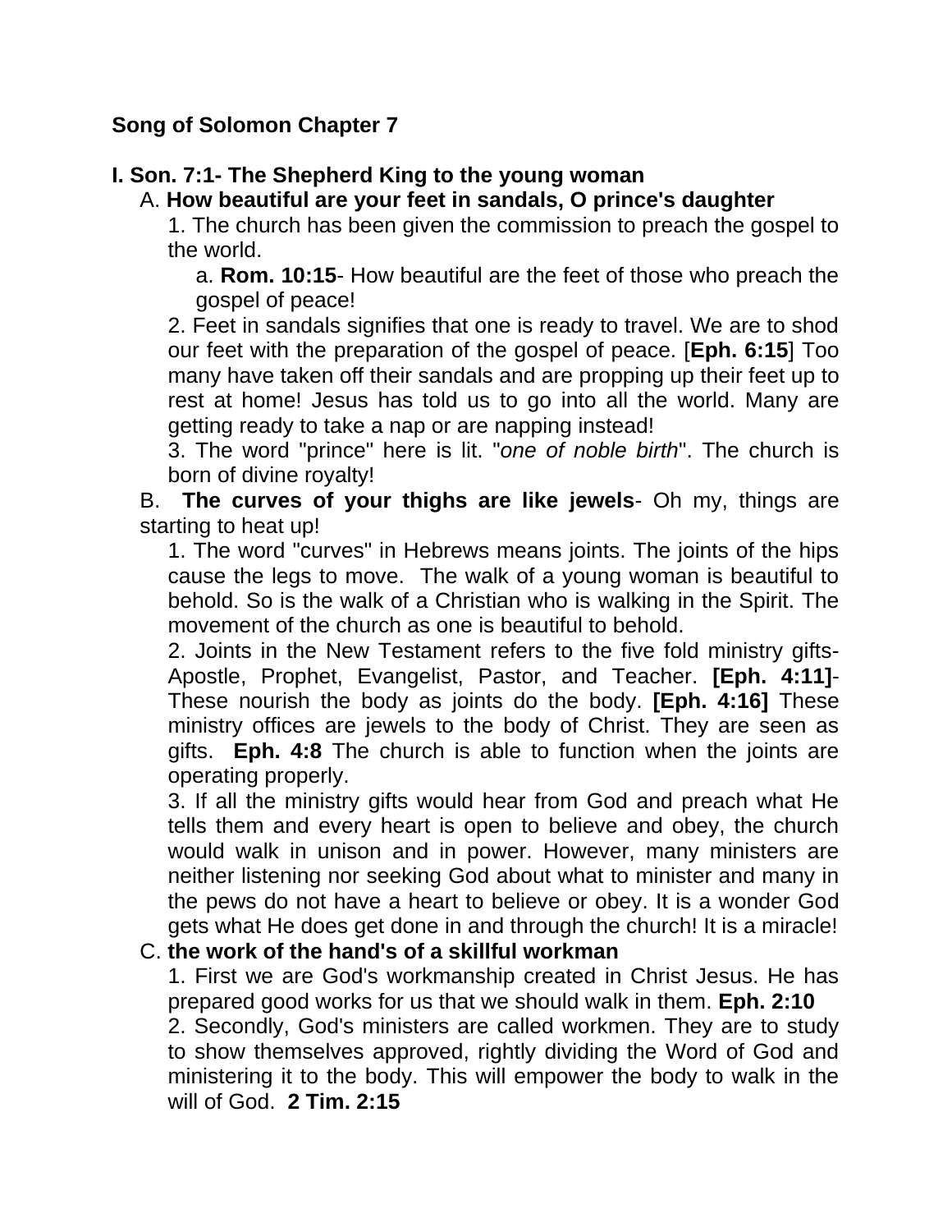## Song of Solomon Chapter 7

### I. Son. 7:1- The Shepherd King to the young woman

A. **How beautiful are your feet in sandals, O prince's daughter**

1. The church has been given the commission to preach the gospel to the world.

    a. **Rom. 10:15**- How beautiful are the feet of those who preach the gospel of peace!

2. Feet in sandals signifies that one is ready to travel. We are to shod our feet with the preparation of the gospel of peace. [**Eph. 6:15**] Too many have taken off their sandals and are propping up their feet up to rest at home! Jesus has told us to go into all the world. Many are getting ready to take a nap or are napping instead!

3. The word "prince" here is lit. "*one of noble birth*". The church is born of divine royalty!

B. **The curves of your thighs are like jewels**- Oh my, things are starting to heat up!

1. The word "curves" in Hebrews means joints. The joints of the hips cause the legs to move. The walk of a young woman is beautiful to behold. So is the walk of a Christian who is walking in the Spirit. The movement of the church as one is beautiful to behold.

2. Joints in the New Testament refers to the five fold ministry gifts- Apostle, Prophet, Evangelist, Pastor, and Teacher. **[Eph. 4:11]**- These nourish the body as joints do the body. **[Eph. 4:16]** These ministry offices are jewels to the body of Christ. They are seen as gifts. **Eph. 4:8** The church is able to function when the joints are operating properly.

3. If all the ministry gifts would hear from God and preach what He tells them and every heart is open to believe and obey, the church would walk in unison and in power. However, many ministers are neither listening nor seeking God about what to minister and many in the pews do not have a heart to believe or obey. It is a wonder God gets what He does get done in and through the church! It is a miracle!

C. **the work of the hand's of a skillful workman**

1. First we are God's workmanship created in Christ Jesus. He has prepared good works for us that we should walk in them. **Eph. 2:10**

2. Secondly, God's ministers are called workmen. They are to study to show themselves approved, rightly dividing the Word of God and ministering it to the body. This will empower the body to walk in the will of God. **2 Tim. 2:15**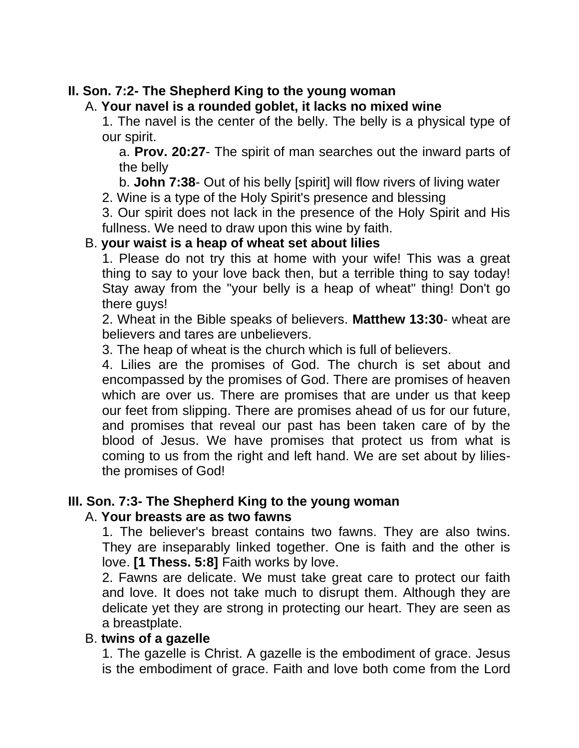**II. Son. 7:2- The Shepherd King to the young woman**

A. **Your navel is a rounded goblet, it lacks no mixed wine**

1. The navel is the center of the belly. The belly is a physical type of our spirit.

a. **Prov. 20:27**- The spirit of man searches out the inward parts of the belly

b. **John 7:38**- Out of his belly [spirit] will flow rivers of living water

2. Wine is a type of the Holy Spirit's presence and blessing

3. Our spirit does not lack in the presence of the Holy Spirit and His fullness. We need to draw upon this wine by faith.

B. **your waist is a heap of wheat set about lilies**

1. Please do not try this at home with your wife! This was a great thing to say to your love back then, but a terrible thing to say today! Stay away from the "your belly is a heap of wheat" thing! Don't go there guys!

2. Wheat in the Bible speaks of believers. **Matthew 13:30**- wheat are believers and tares are unbelievers.

3. The heap of wheat is the church which is full of believers.

4. Lilies are the promises of God. The church is set about and encompassed by the promises of God. There are promises of heaven which are over us. There are promises that are under us that keep our feet from slipping. There are promises ahead of us for our future, and promises that reveal our past has been taken care of by the blood of Jesus. We have promises that protect us from what is coming to us from the right and left hand. We are set about by lilies- the promises of God!

**III. Son. 7:3- The Shepherd King to the young woman**

A. **Your breasts are as two fawns**

1. The believer's breast contains two fawns. They are also twins. They are inseparably linked together. One is faith and the other is love. **[1 Thess. 5:8]** Faith works by love.

2. Fawns are delicate. We must take great care to protect our faith and love. It does not take much to disrupt them. Although they are delicate yet they are strong in protecting our heart. They are seen as a breastplate.

B. **twins of a gazelle**

1. The gazelle is Christ. A gazelle is the embodiment of grace. Jesus is the embodiment of grace. Faith and love both come from the Lord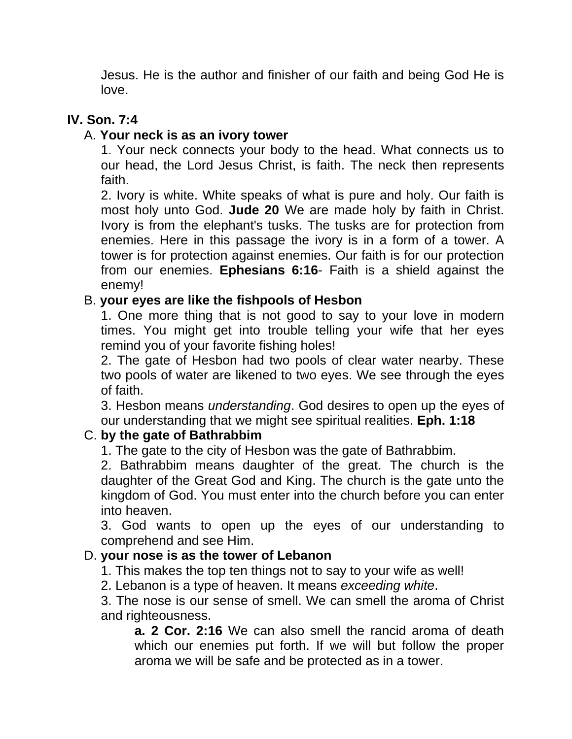Jesus. He is the author and finisher of our faith and being God He is love.

## IV. Son. 7:4

A. **Your neck is as an ivory tower**

1. Your neck connects your body to the head. What connects us to our head, the Lord Jesus Christ, is faith. The neck then represents faith.

2. Ivory is white. White speaks of what is pure and holy. Our faith is most holy unto God. **Jude 20** We are made holy by faith in Christ. Ivory is from the elephant's tusks. The tusks are for protection from enemies. Here in this passage the ivory is in a form of a tower. A tower is for protection against enemies. Our faith is for our protection from our enemies. **Ephesians 6:16**- Faith is a shield against the enemy!

B. **your eyes are like the fishpools of Hesbon**

1. One more thing that is not good to say to your love in modern times. You might get into trouble telling your wife that her eyes remind you of your favorite fishing holes!

2. The gate of Hesbon had two pools of clear water nearby. These two pools of water are likened to two eyes. We see through the eyes of faith.

3. Hesbon means *understanding*. God desires to open up the eyes of our understanding that we might see spiritual realities. **Eph. 1:18**

C. **by the gate of Bathrabbim**

1. The gate to the city of Hesbon was the gate of Bathrabbim.

2. Bathrabbim means daughter of the great. The church is the daughter of the Great God and King. The church is the gate unto the kingdom of God. You must enter into the church before you can enter into heaven.

3. God wants to open up the eyes of our understanding to comprehend and see Him.

D. **your nose is as the tower of Lebanon**

1. This makes the top ten things not to say to your wife as well!

2. Lebanon is a type of heaven. It means *exceeding white*.

3. The nose is our sense of smell. We can smell the aroma of Christ and righteousness.

**a. 2 Cor. 2:16** We can also smell the rancid aroma of death which our enemies put forth. If we will but follow the proper aroma we will be safe and be protected as in a tower.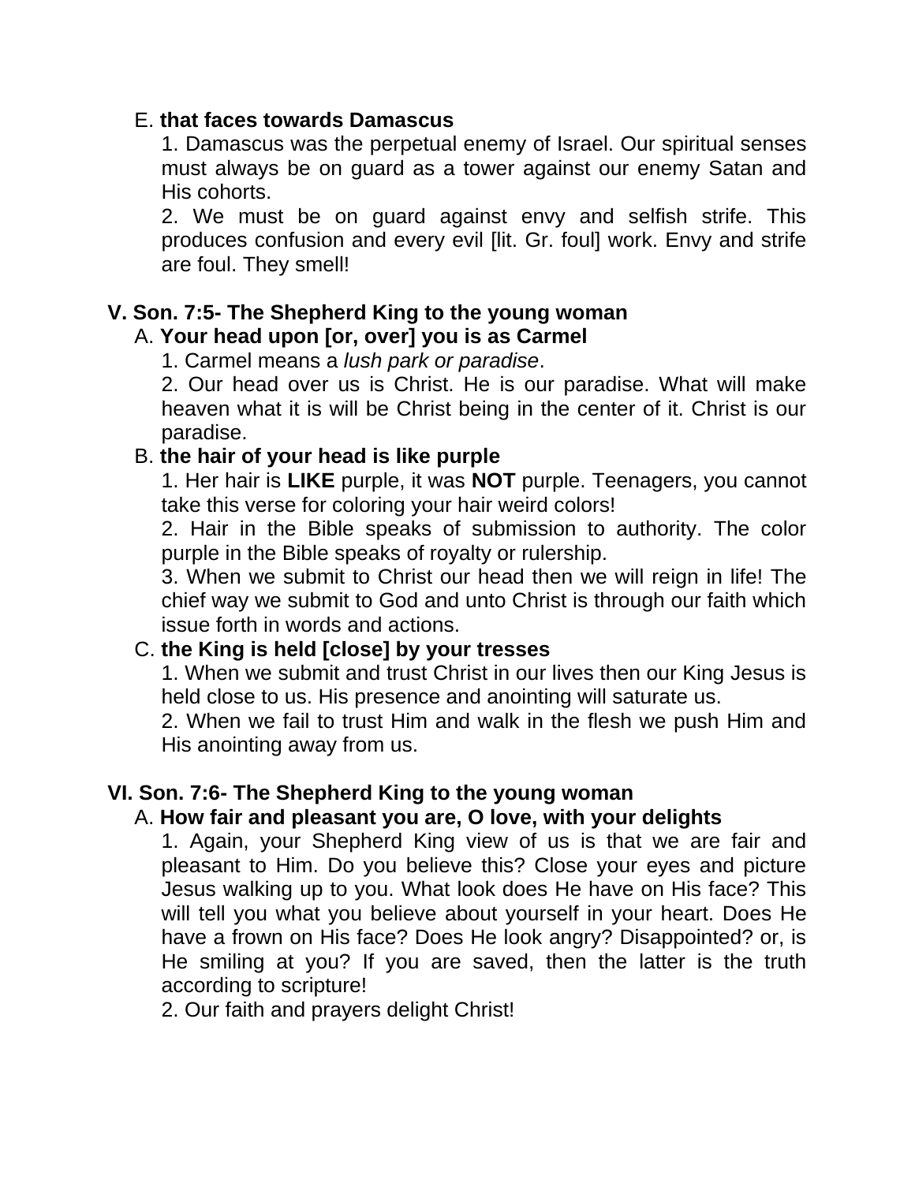E. **that faces towards Damascus**

1. Damascus was the perpetual enemy of Israel. Our spiritual senses must always be on guard as a tower against our enemy Satan and His cohorts.
2. We must be on guard against envy and selfish strife. This produces confusion and every evil [lit. Gr. foul] work. Envy and strife are foul. They smell!

## V. Son. 7:5- The Shepherd King to the young woman

A. **Your head upon [or, over] you is as Carmel**

1. Carmel means a *lush park or paradise*.
2. Our head over us is Christ. He is our paradise. What will make heaven what it is will be Christ being in the center of it. Christ is our paradise.

B. **the hair of your head is like purple**

1. Her hair is **LIKE** purple, it was **NOT** purple. Teenagers, you cannot take this verse for coloring your hair weird colors!
2. Hair in the Bible speaks of submission to authority. The color purple in the Bible speaks of royalty or rulership.
3. When we submit to Christ our head then we will reign in life! The chief way we submit to God and unto Christ is through our faith which issue forth in words and actions.

C. **the King is held [close] by your tresses**

1. When we submit and trust Christ in our lives then our King Jesus is held close to us. His presence and anointing will saturate us.
2. When we fail to trust Him and walk in the flesh we push Him and His anointing away from us.

## VI. Son. 7:6- The Shepherd King to the young woman

A. **How fair and pleasant you are, O love, with your delights**

1. Again, your Shepherd King view of us is that we are fair and pleasant to Him. Do you believe this? Close your eyes and picture Jesus walking up to you. What look does He have on His face? This will tell you what you believe about yourself in your heart. Does He have a frown on His face? Does He look angry? Disappointed? or, is He smiling at you? If you are saved, then the latter is the truth according to scripture!
2. Our faith and prayers delight Christ!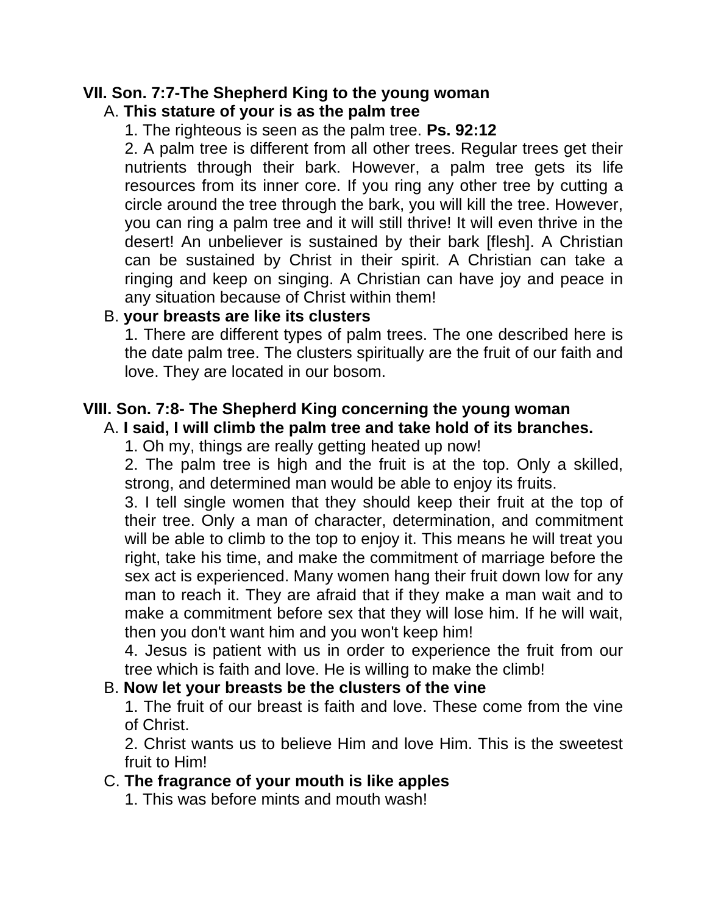**VII. Son. 7:7-The Shepherd King to the young woman**

A. **This stature of your is as the palm tree**

1. The righteous is seen as the palm tree. **Ps. 92:12**

2. A palm tree is different from all other trees. Regular trees get their nutrients through their bark. However, a palm tree gets its life resources from its inner core. If you ring any other tree by cutting a circle around the tree through the bark, you will kill the tree. However, you can ring a palm tree and it will still thrive! It will even thrive in the desert! An unbeliever is sustained by their bark [flesh]. A Christian can be sustained by Christ in their spirit. A Christian can take a ringing and keep on singing. A Christian can have joy and peace in any situation because of Christ within them!

B. **your breasts are like its clusters**

1. There are different types of palm trees. The one described here is the date palm tree. The clusters spiritually are the fruit of our faith and love. They are located in our bosom.

**VIII. Son. 7:8- The Shepherd King concerning the young woman**

A. **I said, I will climb the palm tree and take hold of its branches.**

1. Oh my, things are really getting heated up now!

2. The palm tree is high and the fruit is at the top. Only a skilled, strong, and determined man would be able to enjoy its fruits.

3. I tell single women that they should keep their fruit at the top of their tree. Only a man of character, determination, and commitment will be able to climb to the top to enjoy it. This means he will treat you right, take his time, and make the commitment of marriage before the sex act is experienced. Many women hang their fruit down low for any man to reach it. They are afraid that if they make a man wait and to make a commitment before sex that they will lose him. If he will wait, then you don't want him and you won't keep him!

4. Jesus is patient with us in order to experience the fruit from our tree which is faith and love. He is willing to make the climb!

B. **Now let your breasts be the clusters of the vine**

1. The fruit of our breast is faith and love. These come from the vine of Christ.

2. Christ wants us to believe Him and love Him. This is the sweetest fruit to Him!

C. **The fragrance of your mouth is like apples**

1. This was before mints and mouth wash!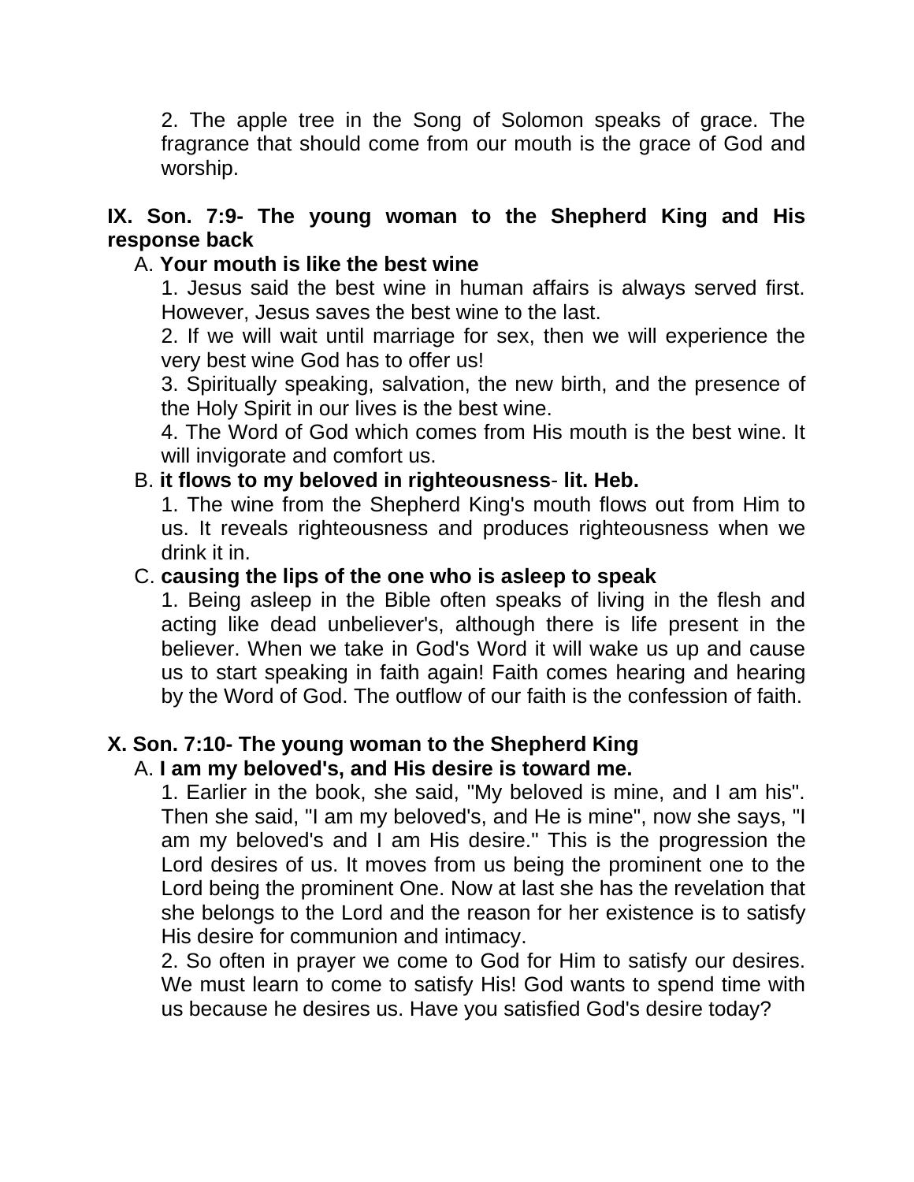2. The apple tree in the Song of Solomon speaks of grace. The fragrance that should come from our mouth is the grace of God and worship.

## IX. Son. 7:9- The young woman to the Shepherd King and His response back

A. **Your mouth is like the best wine**

1. Jesus said the best wine in human affairs is always served first. However, Jesus saves the best wine to the last.

2. If we will wait until marriage for sex, then we will experience the very best wine God has to offer us!

3. Spiritually speaking, salvation, the new birth, and the presence of the Holy Spirit in our lives is the best wine.

4. The Word of God which comes from His mouth is the best wine. It will invigorate and comfort us.

B. **it flows to my beloved in righteousness**- **lit. Heb.**

1. The wine from the Shepherd King's mouth flows out from Him to us. It reveals righteousness and produces righteousness when we drink it in.

C. **causing the lips of the one who is asleep to speak**

1. Being asleep in the Bible often speaks of living in the flesh and acting like dead unbeliever's, although there is life present in the believer. When we take in God's Word it will wake us up and cause us to start speaking in faith again! Faith comes hearing and hearing by the Word of God. The outflow of our faith is the confession of faith.

## X. Son. 7:10- The young woman to the Shepherd King

A. **I am my beloved's, and His desire is toward me.**

1. Earlier in the book, she said, "My beloved is mine, and I am his". Then she said, "I am my beloved's, and He is mine", now she says, "I am my beloved's and I am His desire." This is the progression the Lord desires of us. It moves from us being the prominent one to the Lord being the prominent One. Now at last she has the revelation that she belongs to the Lord and the reason for her existence is to satisfy His desire for communion and intimacy.

2. So often in prayer we come to God for Him to satisfy our desires. We must learn to come to satisfy His! God wants to spend time with us because he desires us. Have you satisfied God's desire today?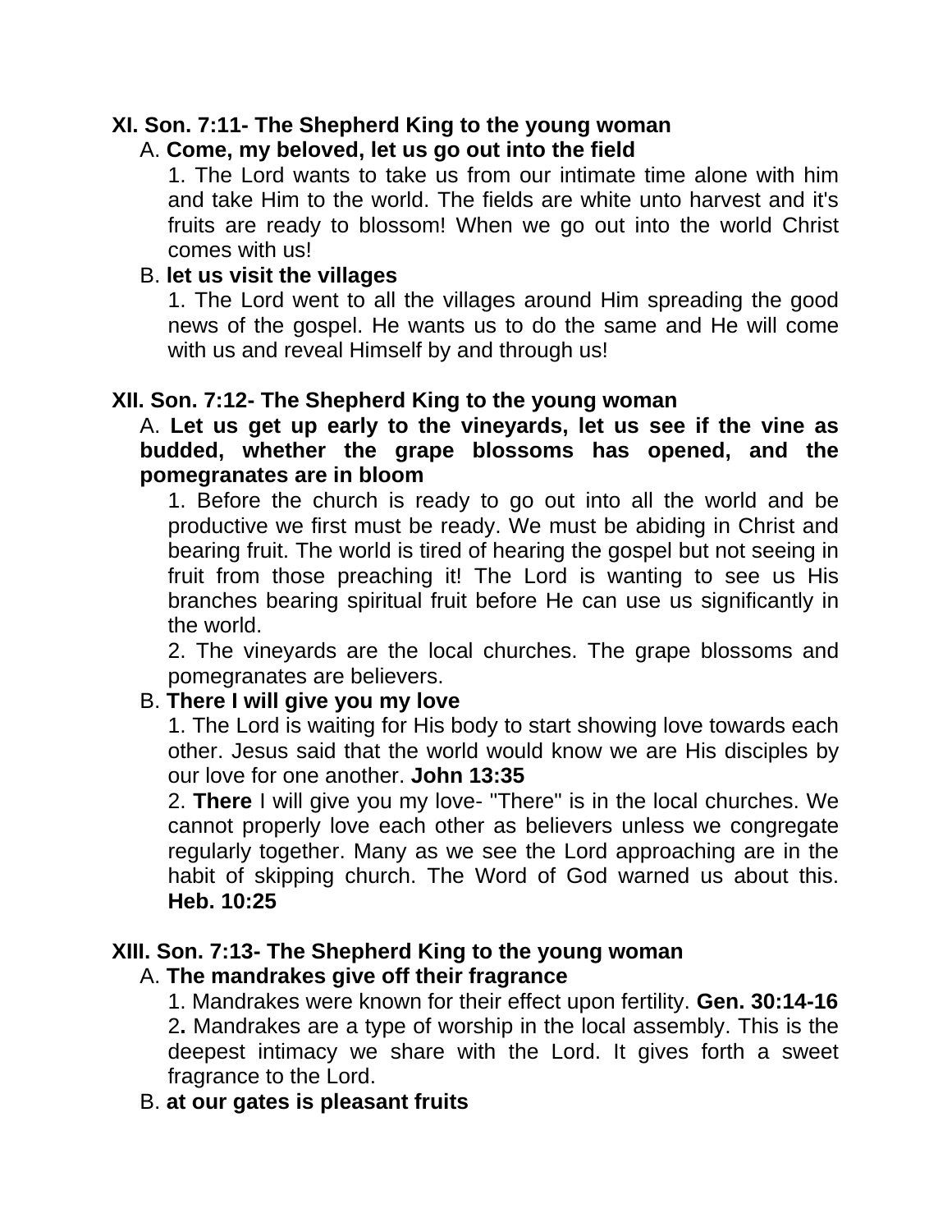**XI. Son. 7:11- The Shepherd King to the young woman**

A. **Come, my beloved, let us go out into the field**

1. The Lord wants to take us from our intimate time alone with him and take Him to the world. The fields are white unto harvest and it's fruits are ready to blossom! When we go out into the world Christ comes with us!

B. **let us visit the villages**

1. The Lord went to all the villages around Him spreading the good news of the gospel. He wants us to do the same and He will come with us and reveal Himself by and through us!

**XII. Son. 7:12- The Shepherd King to the young woman**

A. **Let us get up early to the vineyards, let us see if the vine as budded, whether the grape blossoms has opened, and the pomegranates are in bloom**

1. Before the church is ready to go out into all the world and be productive we first must be ready. We must be abiding in Christ and bearing fruit. The world is tired of hearing the gospel but not seeing in fruit from those preaching it! The Lord is wanting to see us His branches bearing spiritual fruit before He can use us significantly in the world.

2. The vineyards are the local churches. The grape blossoms and pomegranates are believers.

B. **There I will give you my love**

1. The Lord is waiting for His body to start showing love towards each other. Jesus said that the world would know we are His disciples by our love for one another. **John 13:35**

2. **There** I will give you my love- "There" is in the local churches. We cannot properly love each other as believers unless we congregate regularly together. Many as we see the Lord approaching are in the habit of skipping church. The Word of God warned us about this. **Heb. 10:25**

**XIII. Son. 7:13- The Shepherd King to the young woman**

A. **The mandrakes give off their fragrance**

1. Mandrakes were known for their effect upon fertility. **Gen. 30:14-16**

2**.** Mandrakes are a type of worship in the local assembly. This is the deepest intimacy we share with the Lord. It gives forth a sweet fragrance to the Lord.

B. **at our gates is pleasant fruits**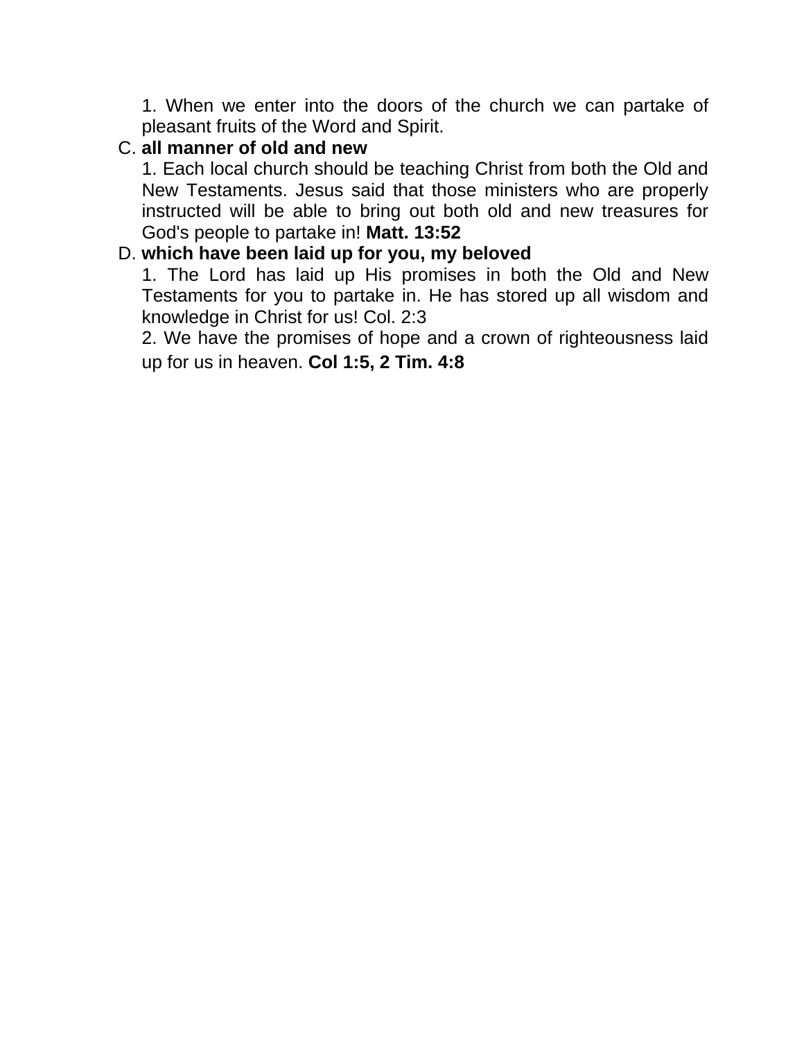1. When we enter into the doors of the church we can partake of pleasant fruits of the Word and Spirit.

C. **all manner of old and new**

1. Each local church should be teaching Christ from both the Old and New Testaments. Jesus said that those ministers who are properly instructed will be able to bring out both old and new treasures for God's people to partake in! **Matt. 13:52**

D. **which have been laid up for you, my beloved**

1. The Lord has laid up His promises in both the Old and New Testaments for you to partake in. He has stored up all wisdom and knowledge in Christ for us! Col. 2:3

2. We have the promises of hope and a crown of righteousness laid up for us in heaven. **Col 1:5, 2 Tim. 4:8**